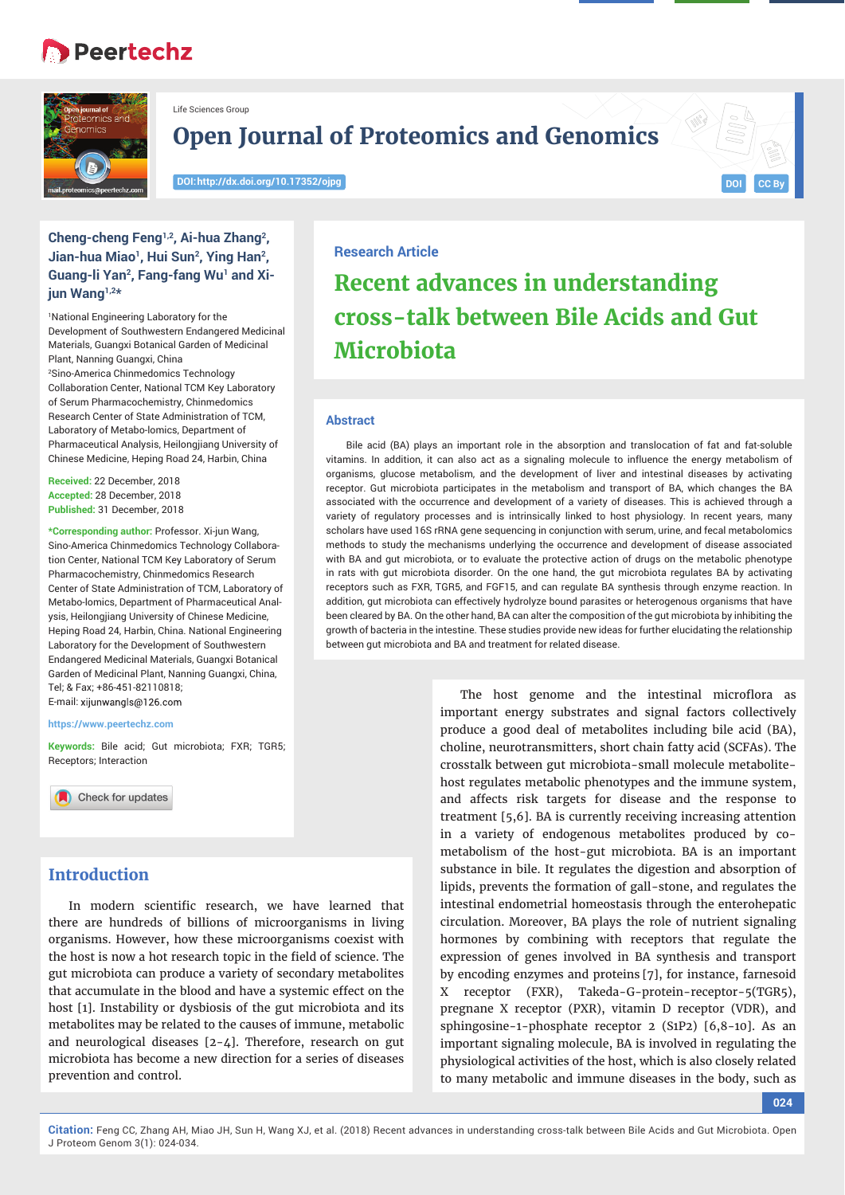Life Sciences Group

# Open Journal of Proteomics and Genomics

DOI: http://dx.doi.org/10.17352/ojpg

**Cheng-cheng Feng[1,2], Ai-hua Zhang[2], Jian-hua Miao[1], Hui Sun[2], Ying Han[2], Guang-li Yan[2], Fang-fang Wu[1] and Xi-jun Wang[1,2]***

[1]National Engineering Laboratory for the Development of Southwestern Endangered Medicinal Materials, Guangxi Botanical Garden of Medicinal Plant, Nanning Guangxi, China

[2]Sino-America Chinmedomics Technology Collaboration Center, National TCM Key Laboratory of Serum Pharmacochemistry, Chinmedomics Research Center of State Administration of TCM, Laboratory of Metabo-lomics, Department of Pharmaceutical Analysis, Heilongjiang University of Chinese Medicine, Heping Road 24, Harbin, China

**Received:** 22 December, 2018
**Accepted:** 28 December, 2018
**Published:** 31 December, 2018

***Corresponding author:** Professor. Xi-jun Wang, Sino-America Chinmedomics Technology Collaboration Center, National TCM Key Laboratory of Serum Pharmacochemistry, Chinmedomics Research Center of State Administration of TCM, Laboratory of Metabo-lomics, Department of Pharmaceutical Analysis, Heilongjiang University of Chinese Medicine, Heping Road 24, Harbin, China. National Engineering Laboratory for the Development of Southwestern Endangered Medicinal Materials, Guangxi Botanical Garden of Medicinal Plant, Nanning Guangxi, China, Tel; & Fax; +86-451-82110818;
E-mail: xijunwangls@126.com

https://www.peertechz.com

**Keywords:** Bile acid; Gut microbiota; FXR; TGR5; Receptors; Interaction

Research Article

# Recent advances in understanding cross-talk between Bile Acids and Gut Microbiota

## Abstract

Bile acid (BA) plays an important role in the absorption and translocation of fat and fat-soluble vitamins. In addition, it can also act as a signaling molecule to influence the energy metabolism of organisms, glucose metabolism, and the development of liver and intestinal diseases by activating receptor. Gut microbiota participates in the metabolism and transport of BA, which changes the BA associated with the occurrence and development of a variety of diseases. This is achieved through a variety of regulatory processes and is intrinsically linked to host physiology. In recent years, many scholars have used 16S rRNA gene sequencing in conjunction with serum, urine, and fecal metabolomics methods to study the mechanisms underlying the occurrence and development of disease associated with BA and gut microbiota, or to evaluate the protective action of drugs on the metabolic phenotype in rats with gut microbiota disorder. On the one hand, the gut microbiota regulates BA by activating receptors such as FXR, TGR5, and FGF15, and can regulate BA synthesis through enzyme reaction. In addition, gut microbiota can effectively hydrolyze bound parasites or heterogenous organisms that have been cleared by BA. On the other hand, BA can alter the composition of the gut microbiota by inhibiting the growth of bacteria in the intestine. These studies provide new ideas for further elucidating the relationship between gut microbiota and BA and treatment for related disease.

## Introduction

In modern scientific research, we have learned that there are hundreds of billions of microorganisms in living organisms. However, how these microorganisms coexist with the host is now a hot research topic in the field of science. The gut microbiota can produce a variety of secondary metabolites that accumulate in the blood and have a systemic effect on the host [1]. Instability or dysbiosis of the gut microbiota and its metabolites may be related to the causes of immune, metabolic and neurological diseases [2-4]. Therefore, research on gut microbiota has become a new direction for a series of diseases prevention and control.

The host genome and the intestinal microflora as important energy substrates and signal factors collectively produce a good deal of metabolites including bile acid (BA), choline, neurotransmitters, short chain fatty acid (SCFAs). The crosstalk between gut microbiota-small molecule metabolite-host regulates metabolic phenotypes and the immune system, and affects risk targets for disease and the response to treatment [5,6]. BA is currently receiving increasing attention in a variety of endogenous metabolites produced by co-metabolism of the host-gut microbiota. BA is an important substance in bile. It regulates the digestion and absorption of lipids, prevents the formation of gall-stone, and regulates the intestinal endometrial homeostasis through the enterohepatic circulation. Moreover, BA plays the role of nutrient signaling hormones by combining with receptors that regulate the expression of genes involved in BA synthesis and transport by encoding enzymes and proteins [7], for instance, farnesoid X receptor (FXR), Takeda-G-protein-receptor-5(TGR5), pregnane X receptor (PXR), vitamin D receptor (VDR), and sphingosine-1-phosphate receptor 2 (S1P2) [6,8-10]. As an important signaling molecule, BA is involved in regulating the physiological activities of the host, which is also closely related to many metabolic and immune diseases in the body, such as

**Citation:** Feng CC, Zhang AH, Miao JH, Sun H, Wang XJ, et al. (2018) Recent advances in understanding cross-talk between Bile Acids and Gut Microbiota. Open J Proteom Genom 3(1): 024-034.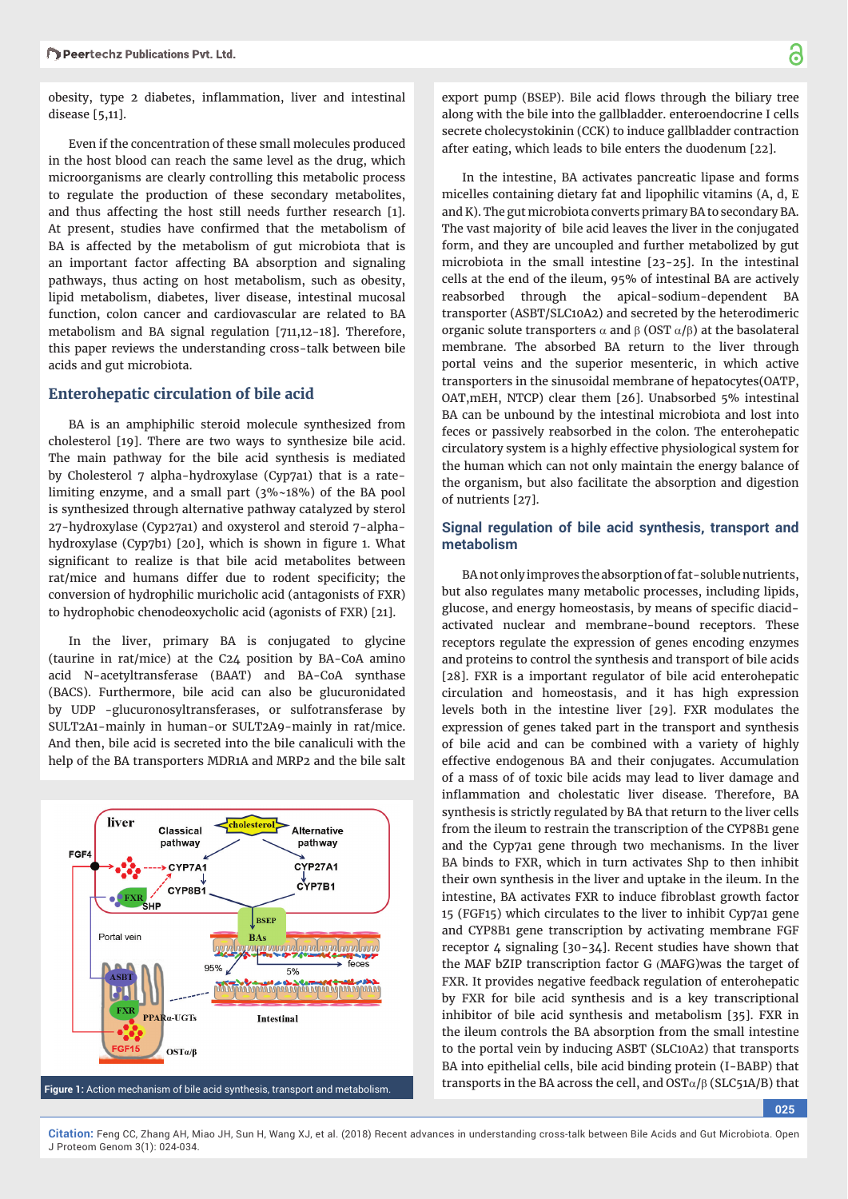obesity, type 2 diabetes, inflammation, liver and intestinal disease [5,11].

Even if the concentration of these small molecules produced in the host blood can reach the same level as the drug, which microorganisms are clearly controlling this metabolic process to regulate the production of these secondary metabolites, and thus affecting the host still needs further research [1]. At present, studies have confirmed that the metabolism of BA is affected by the metabolism of gut microbiota that is an important factor affecting BA absorption and signaling pathways, thus acting on host metabolism, such as obesity, lipid metabolism, diabetes, liver disease, intestinal mucosal function, colon cancer and cardiovascular are related to BA metabolism and BA signal regulation [711,12-18]. Therefore, this paper reviews the understanding cross-talk between bile acids and gut microbiota.

## Enterohepatic circulation of bile acid

BA is an amphiphilic steroid molecule synthesized from cholesterol [19]. There are two ways to synthesize bile acid. The main pathway for the bile acid synthesis is mediated by Cholesterol 7 alpha-hydroxylase (Cyp7a1) that is a rate-limiting enzyme, and a small part (3%~18%) of the BA pool is synthesized through alternative pathway catalyzed by sterol 27-hydroxylase (Cyp27a1) and oxysterol and steroid 7-alpha-hydroxylase (Cyp7b1) [20], which is shown in figure 1. What significant to realize is that bile acid metabolites between rat/mice and humans differ due to rodent specificity; the conversion of hydrophilic muricholic acid (antagonists of FXR) to hydrophobic chenodeoxycholic acid (agonists of FXR) [21].

In the liver, primary BA is conjugated to glycine (taurine in rat/mice) at the C24 position by BA-CoA amino acid N-acetyltransferase (BAAT) and BA-CoA synthase (BACS). Furthermore, bile acid can also be glucuronidated by UDP -glucuronosyltransferases, or sulfotransferase by SULT2A1-mainly in human-or SULT2A9-mainly in rat/mice. And then, bile acid is secreted into the bile canaliculi with the help of the BA transporters MDR1A and MRP2 and the bile salt export pump (BSEP). Bile acid flows through the biliary tree along with the bile into the gallbladder. enteroendocrine I cells secrete cholecystokinin (CCK) to induce gallbladder contraction after eating, which leads to bile enters the duodenum [22].

**Figure 1:** Action mechanism of bile acid synthesis, transport and metabolism.

In the intestine, BA activates pancreatic lipase and forms micelles containing dietary fat and lipophilic vitamins (A, d, E and K). The gut microbiota converts primary BA to secondary BA. The vast majority of bile acid leaves the liver in the conjugated form, and they are uncoupled and further metabolized by gut microbiota in the small intestine [23-25]. In the intestinal cells at the end of the ileum, 95% of intestinal BA are actively reabsorbed through the apical-sodium-dependent BA transporter (ASBT/SLC10A2) and secreted by the heterodimeric organic solute transporters α and β (OST α/β) at the basolateral membrane. The absorbed BA return to the liver through portal veins and the superior mesenteric, in which active transporters in the sinusoidal membrane of hepatocytes(OATP, OAT,mEH, NTCP) clear them [26]. Unabsorbed 5% intestinal BA can be unbound by the intestinal microbiota and lost into feces or passively reabsorbed in the colon. The enterohepatic circulatory system is a highly effective physiological system for the human which can not only maintain the energy balance of the organism, but also facilitate the absorption and digestion of nutrients [27].

## Signal regulation of bile acid synthesis, transport and metabolism

BA not only improves the absorption of fat-soluble nutrients, but also regulates many metabolic processes, including lipids, glucose, and energy homeostasis, by means of specific diacid-activated nuclear and membrane-bound receptors. These receptors regulate the expression of genes encoding enzymes and proteins to control the synthesis and transport of bile acids [28]. FXR is a important regulator of bile acid enterohepatic circulation and homeostasis, and it has high expression levels both in the intestine liver [29]. FXR modulates the expression of genes taked part in the transport and synthesis of bile acid and can be combined with a variety of highly effective endogenous BA and their conjugates. Accumulation of a mass of of toxic bile acids may lead to liver damage and inflammation and cholestatic liver disease. Therefore, BA synthesis is strictly regulated by BA that return to the liver cells from the ileum to restrain the transcription of the CYP8B1 gene and the Cyp7a1 gene through two mechanisms. In the liver BA binds to FXR, which in turn activates Shp to then inhibit their own synthesis in the liver and uptake in the ileum. In the intestine, BA activates FXR to induce fibroblast growth factor 15 (FGF15) which circulates to the liver to inhibit Cyp7a1 gene and CYP8B1 gene transcription by activating membrane FGF receptor 4 signaling [30-34]. Recent studies have shown that the MAF bZIP transcription factor G (MAFG)was the target of FXR. It provides negative feedback regulation of enterohepatic by FXR for bile acid synthesis and is a key transcriptional inhibitor of bile acid synthesis and metabolism [35]. FXR in the ileum controls the BA absorption from the small intestine to the portal vein by inducing ASBT (SLC10A2) that transports BA into epithelial cells, bile acid binding protein (I-BABP) that transports in the BA across the cell, and OSTα/β (SLC51A/B) that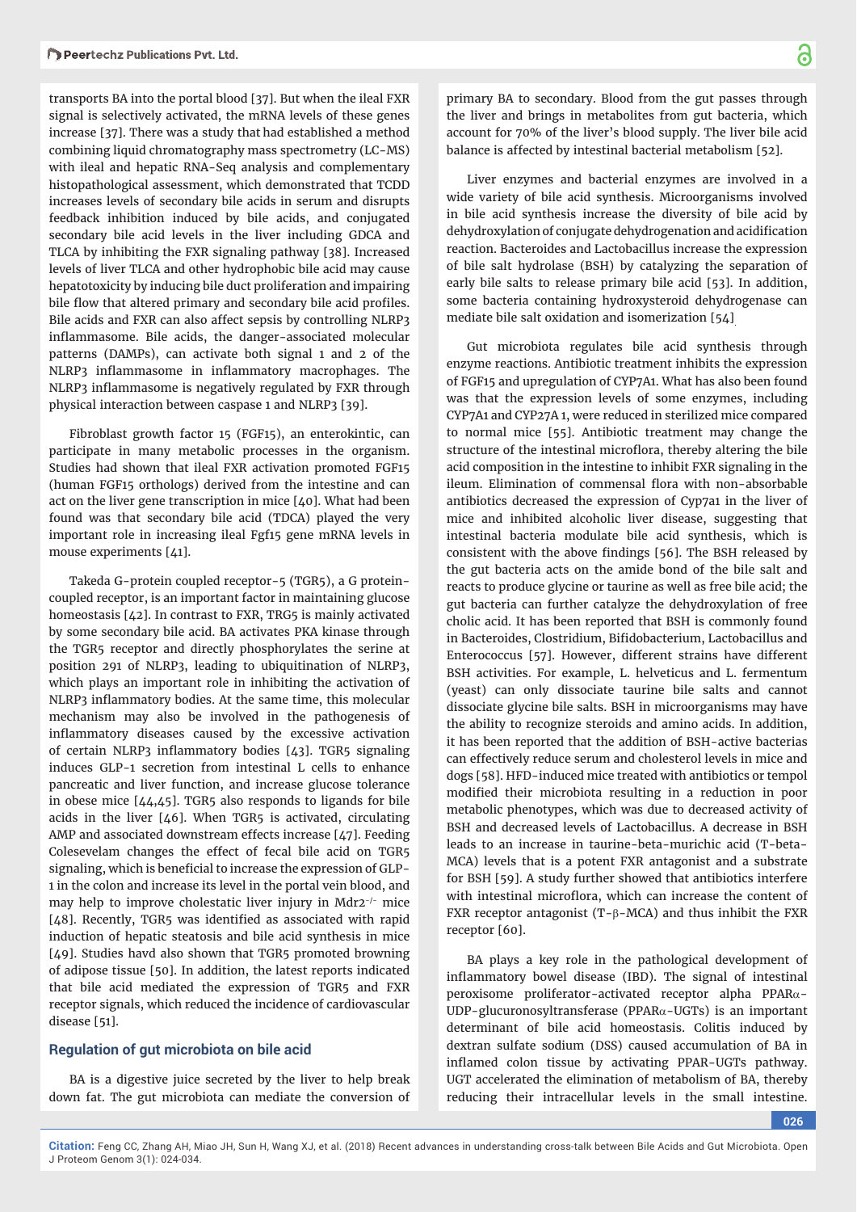transports BA into the portal blood [37]. But when the ileal FXR signal is selectively activated, the mRNA levels of these genes increase [37]. There was a study that had established a method combining liquid chromatography mass spectrometry (LC-MS) with ileal and hepatic RNA-Seq analysis and complementary histopathological assessment, which demonstrated that TCDD increases levels of secondary bile acids in serum and disrupts feedback inhibition induced by bile acids, and conjugated secondary bile acid levels in the liver including GDCA and TLCA by inhibiting the FXR signaling pathway [38]. Increased levels of liver TLCA and other hydrophobic bile acid may cause hepatotoxicity by inducing bile duct proliferation and impairing bile flow that altered primary and secondary bile acid profiles. Bile acids and FXR can also affect sepsis by controlling NLRP3 inflammasome. Bile acids, the danger-associated molecular patterns (DAMPs), can activate both signal 1 and 2 of the NLRP3 inflammasome in inflammatory macrophages. The NLRP3 inflammasome is negatively regulated by FXR through physical interaction between caspase 1 and NLRP3 [39].

Fibroblast growth factor 15 (FGF15), an enterokintic, can participate in many metabolic processes in the organism. Studies had shown that ileal FXR activation promoted FGF15 (human FGF15 orthologs) derived from the intestine and can act on the liver gene transcription in mice [40]. What had been found was that secondary bile acid (TDCA) played the very important role in increasing ileal Fgf15 gene mRNA levels in mouse experiments [41].

Takeda G-protein coupled receptor-5 (TGR5), a G protein-coupled receptor, is an important factor in maintaining glucose homeostasis [42]. In contrast to FXR, TRG5 is mainly activated by some secondary bile acid. BA activates PKA kinase through the TGR5 receptor and directly phosphorylates the serine at position 291 of NLRP3, leading to ubiquitination of NLRP3, which plays an important role in inhibiting the activation of NLRP3 inflammatory bodies. At the same time, this molecular mechanism may also be involved in the pathogenesis of inflammatory diseases caused by the excessive activation of certain NLRP3 inflammatory bodies [43]. TGR5 signaling induces GLP-1 secretion from intestinal L cells to enhance pancreatic and liver function, and increase glucose tolerance in obese mice [44,45]. TGR5 also responds to ligands for bile acids in the liver [46]. When TGR5 is activated, circulating AMP and associated downstream effects increase [47]. Feeding Colesevelam changes the effect of fecal bile acid on TGR5 signaling, which is beneficial to increase the expression of GLP-1 in the colon and increase its level in the portal vein blood, and may help to improve cholestatic liver injury in Mdr2$^{-/-}$ mice [48]. Recently, TGR5 was identified as associated with rapid induction of hepatic steatosis and bile acid synthesis in mice [49]. Studies havd also shown that TGR5 promoted browning of adipose tissue [50]. In addition, the latest reports indicated that bile acid mediated the expression of TGR5 and FXR receptor signals, which reduced the incidence of cardiovascular disease [51].

## Regulation of gut microbiota on bile acid

BA is a digestive juice secreted by the liver to help break down fat. The gut microbiota can mediate the conversion of primary BA to secondary. Blood from the gut passes through the liver and brings in metabolites from gut bacteria, which account for 70% of the liver's blood supply. The liver bile acid balance is affected by intestinal bacterial metabolism [52].

Liver enzymes and bacterial enzymes are involved in a wide variety of bile acid synthesis. Microorganisms involved in bile acid synthesis increase the diversity of bile acid by dehydroxylation of conjugate dehydrogenation and acidification reaction. Bacteroides and Lactobacillus increase the expression of bile salt hydrolase (BSH) by catalyzing the separation of early bile salts to release primary bile acid [53]. In addition, some bacteria containing hydroxysteroid dehydrogenase can mediate bile salt oxidation and isomerization [54].

Gut microbiota regulates bile acid synthesis through enzyme reactions. Antibiotic treatment inhibits the expression of FGF15 and upregulation of CYP7A1. What has also been found was that the expression levels of some enzymes, including CYP7A1 and CYP27A 1, were reduced in sterilized mice compared to normal mice [55]. Antibiotic treatment may change the structure of the intestinal microflora, thereby altering the bile acid composition in the intestine to inhibit FXR signaling in the ileum. Elimination of commensal flora with non-absorbable antibiotics decreased the expression of Cyp7a1 in the liver of mice and inhibited alcoholic liver disease, suggesting that intestinal bacteria modulate bile acid synthesis, which is consistent with the above findings [56]. The BSH released by the gut bacteria acts on the amide bond of the bile salt and reacts to produce glycine or taurine as well as free bile acid; the gut bacteria can further catalyze the dehydroxylation of free cholic acid. It has been reported that BSH is commonly found in Bacteroides, Clostridium, Bifidobacterium, Lactobacillus and Enterococcus [57]. However, different strains have different BSH activities. For example, L. helveticus and L. fermentum (yeast) can only dissociate taurine bile salts and cannot dissociate glycine bile salts. BSH in microorganisms may have the ability to recognize steroids and amino acids. In addition, it has been reported that the addition of BSH-active bacterias can effectively reduce serum and cholesterol levels in mice and dogs [58]. HFD-induced mice treated with antibiotics or tempol modified their microbiota resulting in a reduction in poor metabolic phenotypes, which was due to decreased activity of BSH and decreased levels of Lactobacillus. A decrease in BSH leads to an increase in taurine-beta-murichic acid (T-beta-MCA) levels that is a potent FXR antagonist and a substrate for BSH [59]. A study further showed that antibiotics interfere with intestinal microflora, which can increase the content of FXR receptor antagonist (T-β-MCA) and thus inhibit the FXR receptor [60].

BA plays a key role in the pathological development of inflammatory bowel disease (IBD). The signal of intestinal peroxisome proliferator-activated receptor alpha PPARα-UDP-glucuronosyltransferase (PPARα-UGTs) is an important determinant of bile acid homeostasis. Colitis induced by dextran sulfate sodium (DSS) caused accumulation of BA in inflamed colon tissue by activating PPAR-UGTs pathway. UGT accelerated the elimination of metabolism of BA, thereby reducing their intracellular levels in the small intestine.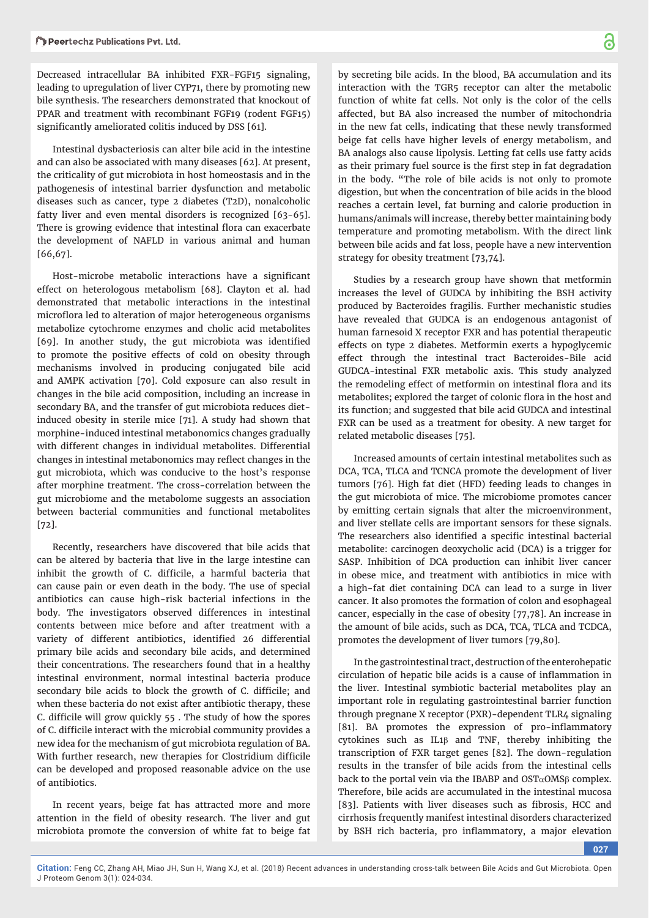Decreased intracellular BA inhibited FXR-FGF15 signaling, leading to upregulation of liver CYP71, there by promoting new bile synthesis. The researchers demonstrated that knockout of PPAR and treatment with recombinant FGF19 (rodent FGF15) significantly ameliorated colitis induced by DSS [61].

Intestinal dysbacteriosis can alter bile acid in the intestine and can also be associated with many diseases [62]. At present, the criticality of gut microbiota in host homeostasis and in the pathogenesis of intestinal barrier dysfunction and metabolic diseases such as cancer, type 2 diabetes (T2D), nonalcoholic fatty liver and even mental disorders is recognized [63-65]. There is growing evidence that intestinal flora can exacerbate the development of NAFLD in various animal and human [66,67].

Host-microbe metabolic interactions have a significant effect on heterologous metabolism [68]. Clayton et al. had demonstrated that metabolic interactions in the intestinal microflora led to alteration of major heterogeneous organisms metabolize cytochrome enzymes and cholic acid metabolites [69]. In another study, the gut microbiota was identified to promote the positive effects of cold on obesity through mechanisms involved in producing conjugated bile acid and AMPK activation [70]. Cold exposure can also result in changes in the bile acid composition, including an increase in secondary BA, and the transfer of gut microbiota reduces diet-induced obesity in sterile mice [71]. A study had shown that morphine-induced intestinal metabonomics changes gradually with different changes in individual metabolites. Differential changes in intestinal metabonomics may reflect changes in the gut microbiota, which was conducive to the host's response after morphine treatment. The cross-correlation between the gut microbiome and the metabolome suggests an association between bacterial communities and functional metabolites [72].

Recently, researchers have discovered that bile acids that can be altered by bacteria that live in the large intestine can inhibit the growth of C. difficile, a harmful bacteria that can cause pain or even death in the body. The use of special antibiotics can cause high-risk bacterial infections in the body. The investigators observed differences in intestinal contents between mice before and after treatment with a variety of different antibiotics, identified 26 differential primary bile acids and secondary bile acids, and determined their concentrations. The researchers found that in a healthy intestinal environment, normal intestinal bacteria produce secondary bile acids to block the growth of C. difficile; and when these bacteria do not exist after antibiotic therapy, these C. difficile will grow quickly 55 . The study of how the spores of C. difficile interact with the microbial community provides a new idea for the mechanism of gut microbiota regulation of BA. With further research, new therapies for Clostridium difficile can be developed and proposed reasonable advice on the use of antibiotics.

In recent years, beige fat has attracted more and more attention in the field of obesity research. The liver and gut microbiota promote the conversion of white fat to beige fat by secreting bile acids. In the blood, BA accumulation and its interaction with the TGR5 receptor can alter the metabolic function of white fat cells. Not only is the color of the cells affected, but BA also increased the number of mitochondria in the new fat cells, indicating that these newly transformed beige fat cells have higher levels of energy metabolism, and BA analogs also cause lipolysis. Letting fat cells use fatty acids as their primary fuel source is the first step in fat degradation in the body. "The role of bile acids is not only to promote digestion, but when the concentration of bile acids in the blood reaches a certain level, fat burning and calorie production in humans/animals will increase, thereby better maintaining body temperature and promoting metabolism. With the direct link between bile acids and fat loss, people have a new intervention strategy for obesity treatment [73,74].

Studies by a research group have shown that metformin increases the level of GUDCA by inhibiting the BSH activity produced by Bacteroides fragilis. Further mechanistic studies have revealed that GUDCA is an endogenous antagonist of human farnesoid X receptor FXR and has potential therapeutic effects on type 2 diabetes. Metformin exerts a hypoglycemic effect through the intestinal tract Bacteroides-Bile acid GUDCA-intestinal FXR metabolic axis. This study analyzed the remodeling effect of metformin on intestinal flora and its metabolites; explored the target of colonic flora in the host and its function; and suggested that bile acid GUDCA and intestinal FXR can be used as a treatment for obesity. A new target for related metabolic diseases [75].

Increased amounts of certain intestinal metabolites such as DCA, TCA, TLCA and TCNCA promote the development of liver tumors [76]. High fat diet (HFD) feeding leads to changes in the gut microbiota of mice. The microbiome promotes cancer by emitting certain signals that alter the microenvironment, and liver stellate cells are important sensors for these signals. The researchers also identified a specific intestinal bacterial metabolite: carcinogen deoxycholic acid (DCA) is a trigger for SASP. Inhibition of DCA production can inhibit liver cancer in obese mice, and treatment with antibiotics in mice with a high-fat diet containing DCA can lead to a surge in liver cancer. It also promotes the formation of colon and esophageal cancer, especially in the case of obesity [77,78]. An increase in the amount of bile acids, such as DCA, TCA, TLCA and TCDCA, promotes the development of liver tumors [79,80].

In the gastrointestinal tract, destruction of the enterohepatic circulation of hepatic bile acids is a cause of inflammation in the liver. Intestinal symbiotic bacterial metabolites play an important role in regulating gastrointestinal barrier function through pregnane X receptor (PXR)-dependent TLR4 signaling [81]. BA promotes the expression of pro-inflammatory cytokines such as IL1$\beta$ and TNF, thereby inhibiting the transcription of FXR target genes [82]. The down-regulation results in the transfer of bile acids from the intestinal cells back to the portal vein via the IBABP and OST$\alpha$OMS$\beta$ complex. Therefore, bile acids are accumulated in the intestinal mucosa [83]. Patients with liver diseases such as fibrosis, HCC and cirrhosis frequently manifest intestinal disorders characterized by BSH rich bacteria, pro inflammatory, a major elevation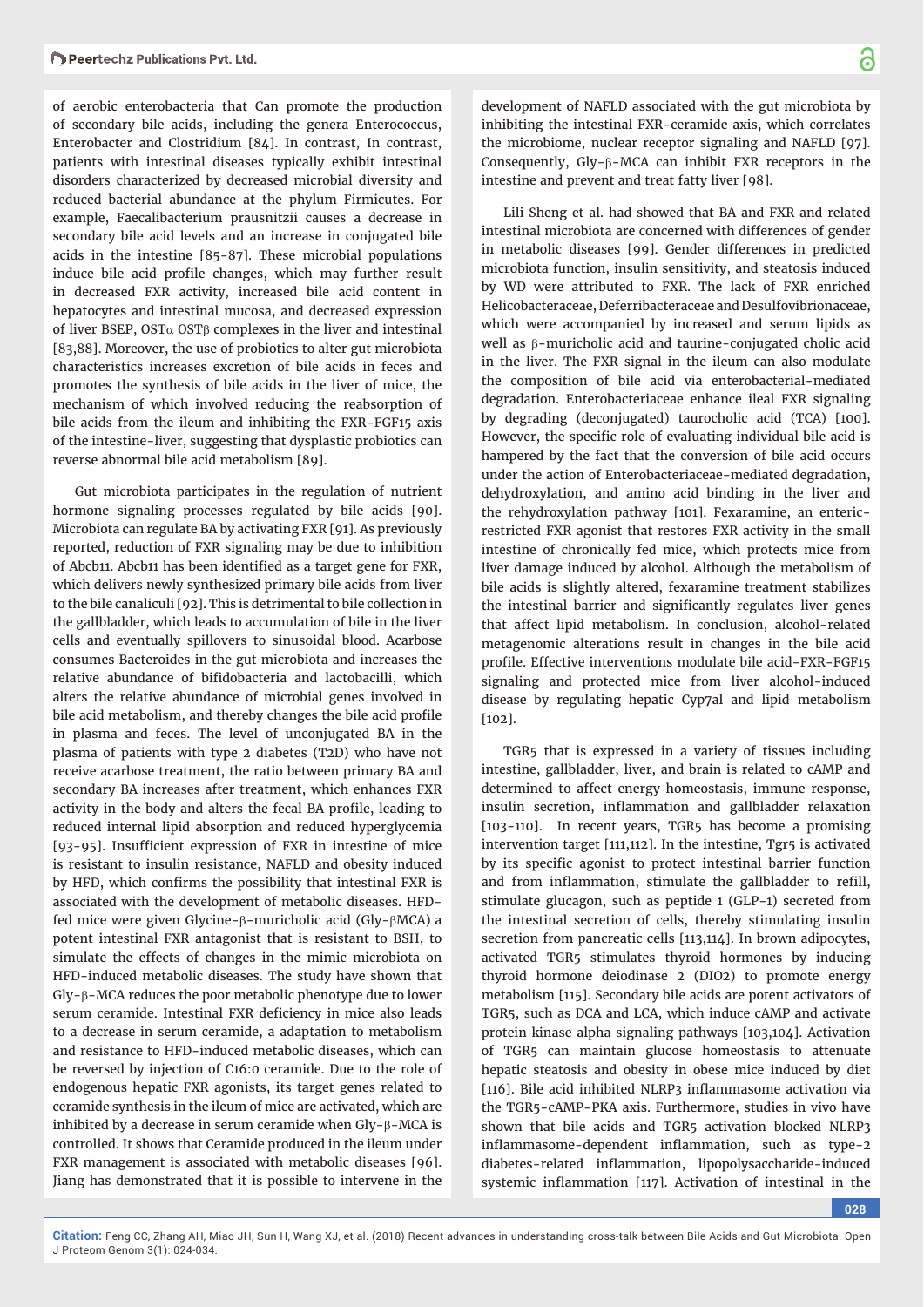of aerobic enterobacteria that Can promote the production of secondary bile acids, including the genera Enterococcus, Enterobacter and Clostridium [84]. In contrast, In contrast, patients with intestinal diseases typically exhibit intestinal disorders characterized by decreased microbial diversity and reduced bacterial abundance at the phylum Firmicutes. For example, Faecalibacterium prausnitzii causes a decrease in secondary bile acid levels and an increase in conjugated bile acids in the intestine [85-87]. These microbial populations induce bile acid profile changes, which may further result in decreased FXR activity, increased bile acid content in hepatocytes and intestinal mucosa, and decreased expression of liver BSEP, OSTα OSTβ complexes in the liver and intestinal [83,88]. Moreover, the use of probiotics to alter gut microbiota characteristics increases excretion of bile acids in feces and promotes the synthesis of bile acids in the liver of mice, the mechanism of which involved reducing the reabsorption of bile acids from the ileum and inhibiting the FXR-FGF15 axis of the intestine-liver, suggesting that dysplastic probiotics can reverse abnormal bile acid metabolism [89].

Gut microbiota participates in the regulation of nutrient hormone signaling processes regulated by bile acids [90]. Microbiota can regulate BA by activating FXR [91]. As previously reported, reduction of FXR signaling may be due to inhibition of Abcb11. Abcb11 has been identified as a target gene for FXR, which delivers newly synthesized primary bile acids from liver to the bile canaliculi [92]. This is detrimental to bile collection in the gallbladder, which leads to accumulation of bile in the liver cells and eventually spillovers to sinusoidal blood. Acarbose consumes Bacteroides in the gut microbiota and increases the relative abundance of bifidobacteria and lactobacilli, which alters the relative abundance of microbial genes involved in bile acid metabolism, and thereby changes the bile acid profile in plasma and feces. The level of unconjugated BA in the plasma of patients with type 2 diabetes (T2D) who have not receive acarbose treatment, the ratio between primary BA and secondary BA increases after treatment, which enhances FXR activity in the body and alters the fecal BA profile, leading to reduced internal lipid absorption and reduced hyperglycemia [93-95]. Insufficient expression of FXR in intestine of mice is resistant to insulin resistance, NAFLD and obesity induced by HFD, which confirms the possibility that intestinal FXR is associated with the development of metabolic diseases. HFD-fed mice were given Glycine-β-muricholic acid (Gly-βMCA) a potent intestinal FXR antagonist that is resistant to BSH, to simulate the effects of changes in the mimic microbiota on HFD-induced metabolic diseases. The study have shown that Gly-β-MCA reduces the poor metabolic phenotype due to lower serum ceramide. Intestinal FXR deficiency in mice also leads to a decrease in serum ceramide, a adaptation to metabolism and resistance to HFD-induced metabolic diseases, which can be reversed by injection of C16:0 ceramide. Due to the role of endogenous hepatic FXR agonists, its target genes related to ceramide synthesis in the ileum of mice are activated, which are inhibited by a decrease in serum ceramide when Gly-β-MCA is controlled. It shows that Ceramide produced in the ileum under FXR management is associated with metabolic diseases [96]. Jiang has demonstrated that it is possible to intervene in the development of NAFLD associated with the gut microbiota by inhibiting the intestinal FXR-ceramide axis, which correlates the microbiome, nuclear receptor signaling and NAFLD [97]. Consequently, Gly-β-MCA can inhibit FXR receptors in the intestine and prevent and treat fatty liver [98].

Lili Sheng et al. had showed that BA and FXR and related intestinal microbiota are concerned with differences of gender in metabolic diseases [99]. Gender differences in predicted microbiota function, insulin sensitivity, and steatosis induced by WD were attributed to FXR. The lack of FXR enriched Helicobacteraceae, Deferribacteraceae and Desulfovibrionaceae, which were accompanied by increased and serum lipids as well as β-muricholic acid and taurine-conjugated cholic acid in the liver. The FXR signal in the ileum can also modulate the composition of bile acid via enterobacterial-mediated degradation. Enterobacteriaceae enhance ileal FXR signaling by degrading (deconjugated) taurocholic acid (TCA) [100]. However, the specific role of evaluating individual bile acid is hampered by the fact that the conversion of bile acid occurs under the action of Enterobacteriaceae-mediated degradation, dehydroxylation, and amino acid binding in the liver and the rehydroxylation pathway [101]. Fexaramine, an enteric-restricted FXR agonist that restores FXR activity in the small intestine of chronically fed mice, which protects mice from liver damage induced by alcohol. Although the metabolism of bile acids is slightly altered, fexaramine treatment stabilizes the intestinal barrier and significantly regulates liver genes that affect lipid metabolism. In conclusion, alcohol-related metagenomic alterations result in changes in the bile acid profile. Effective interventions modulate bile acid-FXR-FGF15 signaling and protected mice from liver alcohol-induced disease by regulating hepatic Cyp7al and lipid metabolism [102].

TGR5 that is expressed in a variety of tissues including intestine, gallbladder, liver, and brain is related to cAMP and determined to affect energy homeostasis, immune response, insulin secretion, inflammation and gallbladder relaxation [103-110]. In recent years, TGR5 has become a promising intervention target [111,112]. In the intestine, Tgr5 is activated by its specific agonist to protect intestinal barrier function and from inflammation, stimulate the gallbladder to refill, stimulate glucagon, such as peptide 1 (GLP-1) secreted from the intestinal secretion of cells, thereby stimulating insulin secretion from pancreatic cells [113,114]. In brown adipocytes, activated TGR5 stimulates thyroid hormones by inducing thyroid hormone deiodinase 2 (DIO2) to promote energy metabolism [115]. Secondary bile acids are potent activators of TGR5, such as DCA and LCA, which induce cAMP and activate protein kinase alpha signaling pathways [103,104]. Activation of TGR5 can maintain glucose homeostasis to attenuate hepatic steatosis and obesity in obese mice induced by diet [116]. Bile acid inhibited NLRP3 inflammasome activation via the TGR5-cAMP-PKA axis. Furthermore, studies in vivo have shown that bile acids and TGR5 activation blocked NLRP3 inflammasome-dependent inflammation, such as type-2 diabetes-related inflammation, lipopolysaccharide-induced systemic inflammation [117]. Activation of intestinal in the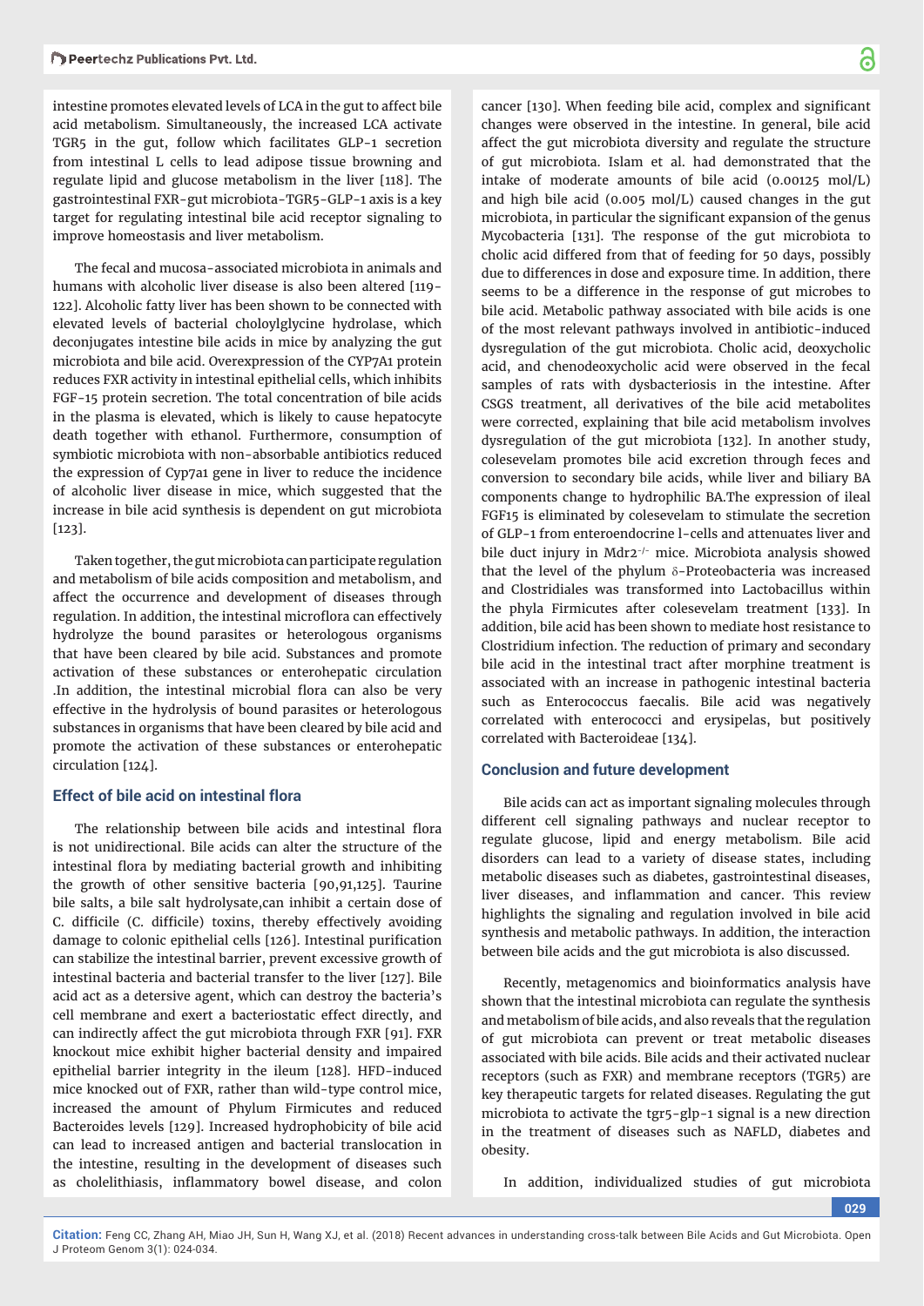intestine promotes elevated levels of LCA in the gut to affect bile acid metabolism. Simultaneously, the increased LCA activate TGR5 in the gut, follow which facilitates GLP-1 secretion from intestinal L cells to lead adipose tissue browning and regulate lipid and glucose metabolism in the liver [118]. The gastrointestinal FXR-gut microbiota-TGR5-GLP-1 axis is a key target for regulating intestinal bile acid receptor signaling to improve homeostasis and liver metabolism.

The fecal and mucosa-associated microbiota in animals and humans with alcoholic liver disease is also been altered [119-122]. Alcoholic fatty liver has been shown to be connected with elevated levels of bacterial choloylglycine hydrolase, which deconjugates intestine bile acids in mice by analyzing the gut microbiota and bile acid. Overexpression of the CYP7A1 protein reduces FXR activity in intestinal epithelial cells, which inhibits FGF-15 protein secretion. The total concentration of bile acids in the plasma is elevated, which is likely to cause hepatocyte death together with ethanol. Furthermore, consumption of symbiotic microbiota with non-absorbable antibiotics reduced the expression of Cyp7a1 gene in liver to reduce the incidence of alcoholic liver disease in mice, which suggested that the increase in bile acid synthesis is dependent on gut microbiota [123].

Taken together, the gut microbiota can participate regulation and metabolism of bile acids composition and metabolism, and affect the occurrence and development of diseases through regulation. In addition, the intestinal microflora can effectively hydrolyze the bound parasites or heterologous organisms that have been cleared by bile acid. Substances and promote activation of these substances or enterohepatic circulation .In addition, the intestinal microbial flora can also be very effective in the hydrolysis of bound parasites or heterologous substances in organisms that have been cleared by bile acid and promote the activation of these substances or enterohepatic circulation [124].

## Effect of bile acid on intestinal flora

The relationship between bile acids and intestinal flora is not unidirectional. Bile acids can alter the structure of the intestinal flora by mediating bacterial growth and inhibiting the growth of other sensitive bacteria [90,91,125]. Taurine bile salts, a bile salt hydrolysate,can inhibit a certain dose of C. difficile (C. difficile) toxins, thereby effectively avoiding damage to colonic epithelial cells [126]. Intestinal purification can stabilize the intestinal barrier, prevent excessive growth of intestinal bacteria and bacterial transfer to the liver [127]. Bile acid act as a detersive agent, which can destroy the bacteria's cell membrane and exert a bacteriostatic effect directly, and can indirectly affect the gut microbiota through FXR [91]. FXR knockout mice exhibit higher bacterial density and impaired epithelial barrier integrity in the ileum [128]. HFD-induced mice knocked out of FXR, rather than wild-type control mice, increased the amount of Phylum Firmicutes and reduced Bacteroides levels [129]. Increased hydrophobicity of bile acid can lead to increased antigen and bacterial translocation in the intestine, resulting in the development of diseases such as cholelithiasis, inflammatory bowel disease, and colon cancer [130]. When feeding bile acid, complex and significant changes were observed in the intestine. In general, bile acid affect the gut microbiota diversity and regulate the structure of gut microbiota. Islam et al. had demonstrated that the intake of moderate amounts of bile acid (0.00125 mol/L) and high bile acid (0.005 mol/L) caused changes in the gut microbiota, in particular the significant expansion of the genus Mycobacteria [131]. The response of the gut microbiota to cholic acid differed from that of feeding for 50 days, possibly due to differences in dose and exposure time. In addition, there seems to be a difference in the response of gut microbes to bile acid. Metabolic pathway associated with bile acids is one of the most relevant pathways involved in antibiotic-induced dysregulation of the gut microbiota. Cholic acid, deoxycholic acid, and chenodeoxycholic acid were observed in the fecal samples of rats with dysbacteriosis in the intestine. After CSGS treatment, all derivatives of the bile acid metabolites were corrected, explaining that bile acid metabolism involves dysregulation of the gut microbiota [132]. In another study, colesevelam promotes bile acid excretion through feces and conversion to secondary bile acids, while liver and biliary BA components change to hydrophilic BA.The expression of ileal FGF15 is eliminated by colesevelam to stimulate the secretion of GLP-1 from enteroendocrine l-cells and attenuates liver and bile duct injury in Mdr2$^{-/-}$ mice. Microbiota analysis showed that the level of the phylum δ-Proteobacteria was increased and Clostridiales was transformed into Lactobacillus within the phyla Firmicutes after colesevelam treatment [133]. In addition, bile acid has been shown to mediate host resistance to Clostridium infection. The reduction of primary and secondary bile acid in the intestinal tract after morphine treatment is associated with an increase in pathogenic intestinal bacteria such as Enterococcus faecalis. Bile acid was negatively correlated with enterococci and erysipelas, but positively correlated with Bacteroideae [134].

## Conclusion and future development

Bile acids can act as important signaling molecules through different cell signaling pathways and nuclear receptor to regulate glucose, lipid and energy metabolism. Bile acid disorders can lead to a variety of disease states, including metabolic diseases such as diabetes, gastrointestinal diseases, liver diseases, and inflammation and cancer. This review highlights the signaling and regulation involved in bile acid synthesis and metabolic pathways. In addition, the interaction between bile acids and the gut microbiota is also discussed.

Recently, metagenomics and bioinformatics analysis have shown that the intestinal microbiota can regulate the synthesis and metabolism of bile acids, and also reveals that the regulation of gut microbiota can prevent or treat metabolic diseases associated with bile acids. Bile acids and their activated nuclear receptors (such as FXR) and membrane receptors (TGR5) are key therapeutic targets for related diseases. Regulating the gut microbiota to activate the tgr5-glp-1 signal is a new direction in the treatment of diseases such as NAFLD, diabetes and obesity.

In addition, individualized studies of gut microbiota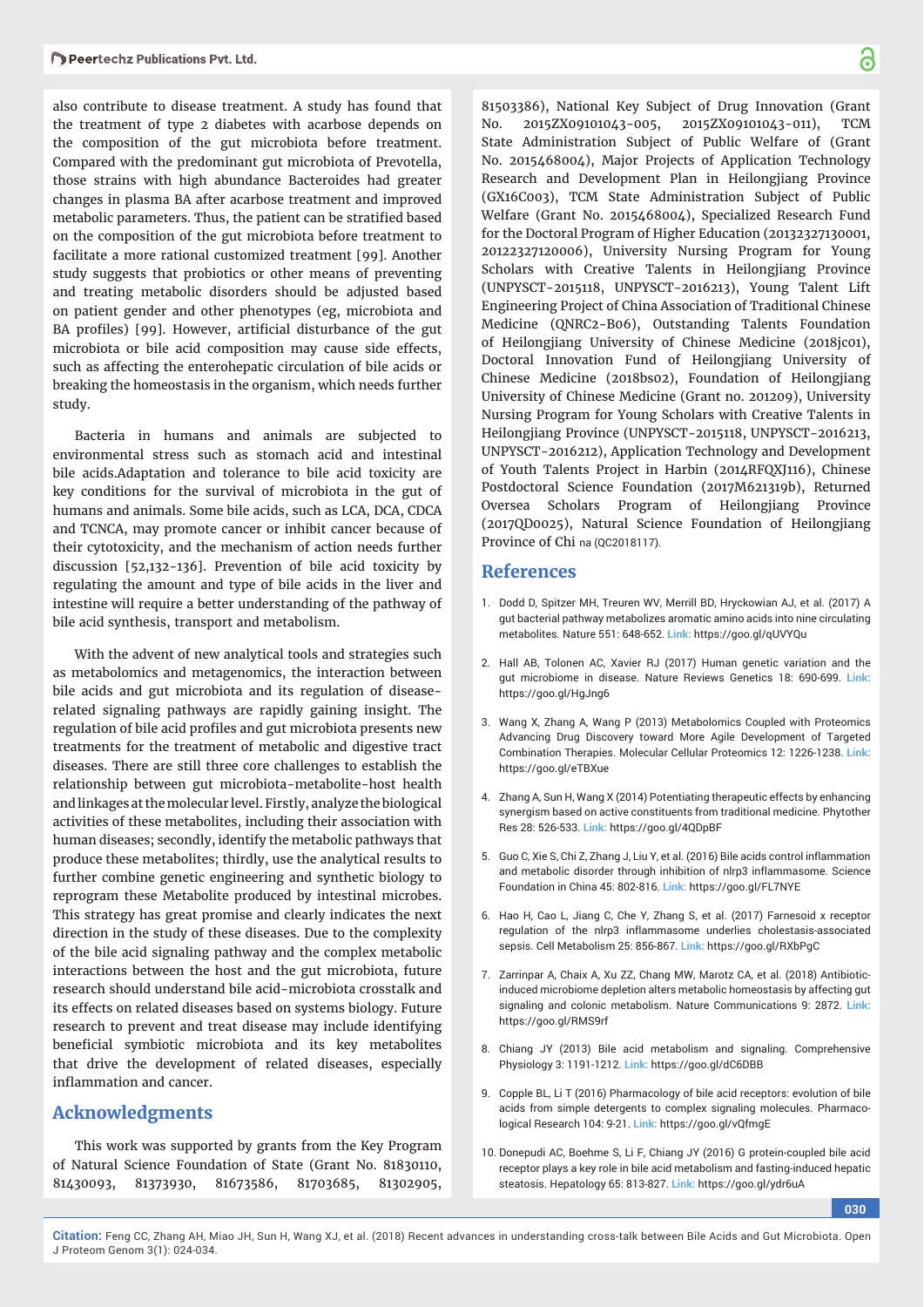also contribute to disease treatment. A study has found that the treatment of type 2 diabetes with acarbose depends on the composition of the gut microbiota before treatment. Compared with the predominant gut microbiota of Prevotella, those strains with high abundance Bacteroides had greater changes in plasma BA after acarbose treatment and improved metabolic parameters. Thus, the patient can be stratified based on the composition of the gut microbiota before treatment to facilitate a more rational customized treatment [99]. Another study suggests that probiotics or other means of preventing and treating metabolic disorders should be adjusted based on patient gender and other phenotypes (eg, microbiota and BA profiles) [99]. However, artificial disturbance of the gut microbiota or bile acid composition may cause side effects, such as affecting the enterohepatic circulation of bile acids or breaking the homeostasis in the organism, which needs further study.

Bacteria in humans and animals are subjected to environmental stress such as stomach acid and intestinal bile acids.Adaptation and tolerance to bile acid toxicity are key conditions for the survival of microbiota in the gut of humans and animals. Some bile acids, such as LCA, DCA, CDCA and TCNCA, may promote cancer or inhibit cancer because of their cytotoxicity, and the mechanism of action needs further discussion [52,132-136]. Prevention of bile acid toxicity by regulating the amount and type of bile acids in the liver and intestine will require a better understanding of the pathway of bile acid synthesis, transport and metabolism.

With the advent of new analytical tools and strategies such as metabolomics and metagenomics, the interaction between bile acids and gut microbiota and its regulation of disease-related signaling pathways are rapidly gaining insight. The regulation of bile acid profiles and gut microbiota presents new treatments for the treatment of metabolic and digestive tract diseases. There are still three core challenges to establish the relationship between gut microbiota-metabolite-host health and linkages at the molecular level. Firstly, analyze the biological activities of these metabolites, including their association with human diseases; secondly, identify the metabolic pathways that produce these metabolites; thirdly, use the analytical results to further combine genetic engineering and synthetic biology to reprogram these Metabolite produced by intestinal microbes. This strategy has great promise and clearly indicates the next direction in the study of these diseases. Due to the complexity of the bile acid signaling pathway and the complex metabolic interactions between the host and the gut microbiota, future research should understand bile acid-microbiota crosstalk and its effects on related diseases based on systems biology. Future research to prevent and treat disease may include identifying beneficial symbiotic microbiota and its key metabolites that drive the development of related diseases, especially inflammation and cancer.

## Acknowledgments

This work was supported by grants from the Key Program of Natural Science Foundation of State (Grant No. 81830110, 81430093, 81373930, 81673586, 81703685, 81302905, 81503386), National Key Subject of Drug Innovation (Grant No. 2015ZX09101043-005, 2015ZX09101043-011), TCM State Administration Subject of Public Welfare of (Grant No. 2015468004), Major Projects of Application Technology Research and Development Plan in Heilongjiang Province (GX16C003), TCM State Administration Subject of Public Welfare (Grant No. 2015468004), Specialized Research Fund for the Doctoral Program of Higher Education (20132327130001, 20122327120006), University Nursing Program for Young Scholars with Creative Talents in Heilongjiang Province (UNPYSCT-2015118, UNPYSCT-2016213), Young Talent Lift Engineering Project of China Association of Traditional Chinese Medicine (QNRC2-B06), Outstanding Talents Foundation of Heilongjiang University of Chinese Medicine (2018jc01), Doctoral Innovation Fund of Heilongjiang University of Chinese Medicine (2018bs02), Foundation of Heilongjiang University of Chinese Medicine (Grant no. 201209), University Nursing Program for Young Scholars with Creative Talents in Heilongjiang Province (UNPYSCT-2015118, UNPYSCT-2016213, UNPYSCT-2016212), Application Technology and Development of Youth Talents Project in Harbin (2014RFQXJ116), Chinese Postdoctoral Science Foundation (2017M621319b), Returned Oversea Scholars Program of Heilongjiang Province (2017QD0025), Natural Science Foundation of Heilongjiang Province of Chi na (QC2018117).

## References

1. Dodd D, Spitzer MH, Treuren WV, Merrill BD, Hryckowian AJ, et al. (2017) A gut bacterial pathway metabolizes aromatic amino acids into nine circulating metabolites. Nature 551: 648-652. Link: https://goo.gl/qUVYQu
2. Hall AB, Tolonen AC, Xavier RJ (2017) Human genetic variation and the gut microbiome in disease. Nature Reviews Genetics 18: 690-699. Link: https://goo.gl/HgJng6
3. Wang X, Zhang A, Wang P (2013) Metabolomics Coupled with Proteomics Advancing Drug Discovery toward More Agile Development of Targeted Combination Therapies. Molecular Cellular Proteomics 12: 1226-1238. Link: https://goo.gl/eTBXue
4. Zhang A, Sun H, Wang X (2014) Potentiating therapeutic effects by enhancing synergism based on active constituents from traditional medicine. Phytother Res 28: 526-533. Link: https://goo.gl/4QDpBF
5. Guo C, Xie S, Chi Z, Zhang J, Liu Y, et al. (2016) Bile acids control inflammation and metabolic disorder through inhibition of nlrp3 inflammasome. Science Foundation in China 45: 802-816. Link: https://goo.gl/FL7NYE
6. Hao H, Cao L, Jiang C, Che Y, Zhang S, et al. (2017) Farnesoid x receptor regulation of the nlrp3 inflammasome underlies cholestasis-associated sepsis. Cell Metabolism 25: 856-867. Link: https://goo.gl/RXbPgC
7. Zarrinpar A, Chaix A, Xu ZZ, Chang MW, Marotz CA, et al. (2018) Antibiotic-induced microbiome depletion alters metabolic homeostasis by affecting gut signaling and colonic metabolism. Nature Communications 9: 2872. Link: https://goo.gl/RMS9rf
8. Chiang JY (2013) Bile acid metabolism and signaling. Comprehensive Physiology 3: 1191-1212. Link: https://goo.gl/dC6DBB
9. Copple BL, Li T (2016) Pharmacology of bile acid receptors: evolution of bile acids from simple detergents to complex signaling molecules. Pharmacological Research 104: 9-21. Link: https://goo.gl/vQfmgE
10. Donepudi AC, Boehme S, Li F, Chiang JY (2016) G protein-coupled bile acid receptor plays a key role in bile acid metabolism and fasting-induced hepatic steatosis. Hepatology 65: 813-827. Link: https://goo.gl/ydr6uA

**Citation:** Feng CC, Zhang AH, Miao JH, Sun H, Wang XJ, et al. (2018) Recent advances in understanding cross-talk between Bile Acids and Gut Microbiota. Open J Proteom Genom 3(1): 024-034.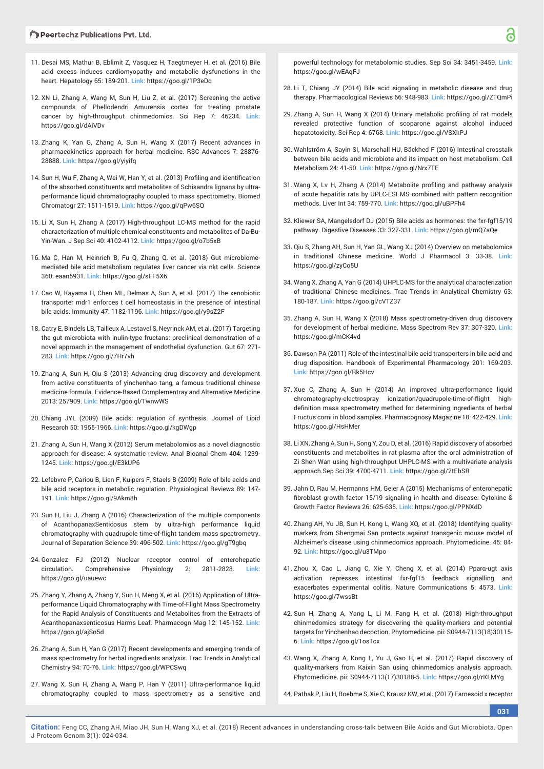11. Desai MS, Mathur B, Eblimit Z, Vasquez H, Taegtmeyer H, et al. (2016) Bile acid excess induces cardiomyopathy and metabolic dysfunctions in the heart. Hepatology 65: 189-201. Link: https://goo.gl/1P3eDq

12. XN Li, Zhang A, Wang M, Sun H, Liu Z, et al. (2017) Screening the active compounds of Phellodendri Amurensis cortex for treating prostate cancer by high-throughput chinmedomics. Sci Rep 7: 46234. Link: https://goo.gl/dAiVDv

13. Zhang K, Yan G, Zhang A, Sun H, Wang X (2017) Recent advances in pharmacokinetics approach for herbal medicine. RSC Advances 7: 28876-28888. Link: https://goo.gl/yiyifq

14. Sun H, Wu F, Zhang A, Wei W, Han Y, et al. (2013) Profiling and identification of the absorbed constituents and metabolites of Schisandra lignans by ultra-performance liquid chromatography coupled to mass spectrometry. Biomed Chromatogr 27: 1511-1519. Link: https://goo.gl/qPw6SQ

15. Li X, Sun H, Zhang A (2017) High-throughput LC-MS method for the rapid characterization of multiple chemical constituents and metabolites of Da-Bu-Yin-Wan. J Sep Sci 40: 4102-4112. Link: https://goo.gl/o7b5xB

16. Ma C, Han M, Heinrich B, Fu Q, Zhang Q, et al. (2018) Gut microbiome-mediated bile acid metabolism regulates liver cancer via nkt cells. Science 360: eaan5931. Link: https://goo.gl/sFF5X6

17. Cao W, Kayama H, Chen ML, Delmas A, Sun A, et al. (2017) The xenobiotic transporter mdr1 enforces t cell homeostasis in the presence of intestinal bile acids. Immunity 47: 1182-1196. Link: https://goo.gl/y9sZ2F

18. Catry E, Bindels LB, Tailleux A, Lestavel S, Neyrinck AM, et al. (2017) Targeting the gut microbiota with inulin-type fructans: preclinical demonstration of a novel approach in the management of endothelial dysfunction. Gut 67: 271-283. Link: https://goo.gl/7Hr7vh

19. Zhang A, Sun H, Qiu S (2013) Advancing drug discovery and development from active constituents of yinchenhao tang, a famous traditional chinese medicine formula. Evidence-Based Complementary and Alternative Medicine 2013: 257909. Link: https://goo.gl/TwnwWS

20. Chiang JYL (2009) Bile acids: regulation of synthesis. Journal of Lipid Research 50: 1955-1966. Link: https://goo.gl/kgDWgp

21. Zhang A, Sun H, Wang X (2012) Serum metabolomics as a novel diagnostic approach for disease: A systematic review. Anal Bioanal Chem 404: 1239-1245. Link: https://goo.gl/E3kUP6

22. Lefebvre P, Cariou B, Lien F, Kuipers F, Staels B (2009) Role of bile acids and bile acid receptors in metabolic regulation. Physiological Reviews 89: 147-191. Link: https://goo.gl/9Akm8h

23. Sun H, Liu J, Zhang A (2016) Characterization of the multiple components of AcanthopanaxSenticosus stem by ultra-high performance liquid chromatography with quadrupole time-of-flight tandem mass spectrometry. Journal of Separation Science 39: 496-502. Link: https://goo.gl/gT9gbq

24. Gonzalez FJ (2012) Nuclear receptor control of enterohepatic circulation. Comprehensive Physiology 2: 2811-2828. Link: https://goo.gl/uauewc

25. Zhang Y, Zhang A, Zhang Y, Sun H, Meng X, et al. (2016) Application of Ultra-performance Liquid Chromatography with Time-of-Flight Mass Spectrometry for the Rapid Analysis of Constituents and Metabolites from the Extracts of Acanthopanaxsenticosus Harms Leaf. Pharmacogn Mag 12: 145-152. Link: https://goo.gl/ajSn5d

26. Zhang A, Sun H, Yan G (2017) Recent developments and emerging trends of mass spectrometry for herbal ingredients analysis. Trac Trends in Analytical Chemistry 94: 70-76. Link: https://goo.gl/WPCSwq

27. Wang X, Sun H, Zhang A, Wang P, Han Y (2011) Ultra-performance liquid chromatography coupled to mass spectrometry as a sensitive and powerful technology for metabolomic studies. Sep Sci 34: 3451-3459. Link: https://goo.gl/wEAqFJ

28. Li T, Chiang JY (2014) Bile acid signaling in metabolic disease and drug therapy. Pharmacological Reviews 66: 948-983. Link: https://goo.gl/ZTQmPi

29. Zhang A, Sun H, Wang X (2014) Urinary metabolic profiling of rat models revealed protective function of scoparone against alcohol induced hepatotoxicity. Sci Rep 4: 6768. Link: https://goo.gl/VSXkPJ

30. Wahlström A, Sayin SI, Marschall HU, Bäckhed F (2016) Intestinal crosstalk between bile acids and microbiota and its impact on host metabolism. Cell Metabolism 24: 41-50. Link: https://goo.gl/Nrx7TE

31. Wang X, Lv H, Zhang A (2014) Metabolite profiling and pathway analysis of acute hepatitis rats by UPLC-ESI MS combined with pattern recognition methods. Liver Int 34: 759-770. Link: https://goo.gl/uBPFh4

32. Kliewer SA, Mangelsdorf DJ (2015) Bile acids as hormones: the fxr-fgf15/19 pathway. Digestive Diseases 33: 327-331. Link: https://goo.gl/mQ7aQe

33. Qiu S, Zhang AH, Sun H, Yan GL, Wang XJ (2014) Overview on metabolomics in traditional Chinese medicine. World J Pharmacol 3: 33-38. Link: https://goo.gl/zyCo5U

34. Wang X, Zhang A, Yan G (2014) UHPLC-MS for the analytical characterization of traditional Chinese medicines. Trac Trends in Analytical Chemistry 63: 180-187. Link: https://goo.gl/cVTZ37

35. Zhang A, Sun H, Wang X (2018) Mass spectrometry-driven drug discovery for development of herbal medicine. Mass Spectrom Rev 37: 307-320. Link: https://goo.gl/mCK4vd

36. Dawson PA (2011) Role of the intestinal bile acid transporters in bile acid and drug disposition. Handbook of Experimental Pharmacology 201: 169-203. Link: https://goo.gl/Rk5Hcv

37. Xue C, Zhang A, Sun H (2014) An improved ultra-performance liquid chromatography-electrospray ionization/quadrupole-time-of-flight high-definition mass spectrometry method for determining ingredients of herbal Fructus corni in blood samples. Pharmacognosy Magazine 10: 422-429. Link: https://goo.gl/HsHMer

38. Li XN, Zhang A, Sun H, Song Y, Zou D, et al. (2016) Rapid discovery of absorbed constituents and metabolites in rat plasma after the oral administration of Zi Shen Wan using high-throughput UHPLC-MS with a multivariate analysis approach.Sep Sci 39: 4700-4711. Link: https://goo.gl/2tEbSR

39. Jahn D, Rau M, Hermanns HM, Geier A (2015) Mechanisms of enterohepatic fibroblast growth factor 15/19 signaling in health and disease. Cytokine & Growth Factor Reviews 26: 625-635. Link: https://goo.gl/PPNXdD

40. Zhang AH, Yu JB, Sun H, Kong L, Wang XQ, et al. (2018) Identifying quality-markers from Shengmai San protects against transgenic mouse model of Alzheimer's disease using chinmedomics approach. Phytomedicine. 45: 84-92. Link: https://goo.gl/u3TMpo

41. Zhou X, Cao L, Jiang C, Xie Y, Cheng X, et al. (2014) Pparα-ugt axis activation represses intestinal fxr-fgf15 feedback signalling and exacerbates experimental colitis. Nature Communications 5: 4573. Link: https://goo.gl/7wssBt

42. Sun H, Zhang A, Yang L, Li M, Fang H, et al. (2018) High-throughput chinmedomics strategy for discovering the quality-markers and potential targets for Yinchenhao decoction. Phytomedicine. pii: S0944-7113(18)30115-6. Link: https://goo.gl/1osTcx

43. Wang X, Zhang A, Kong L, Yu J, Gao H, et al. (2017) Rapid discovery of quality-markers from Kaixin San using chinmedomics analysis approach. Phytomedicine. pii: S0944-7113(17)30188-5. Link: https://goo.gl/rKLMYg

44. Pathak P, Liu H, Boehme S, Xie C, Krausz KW, et al. (2017) Farnesoid x receptor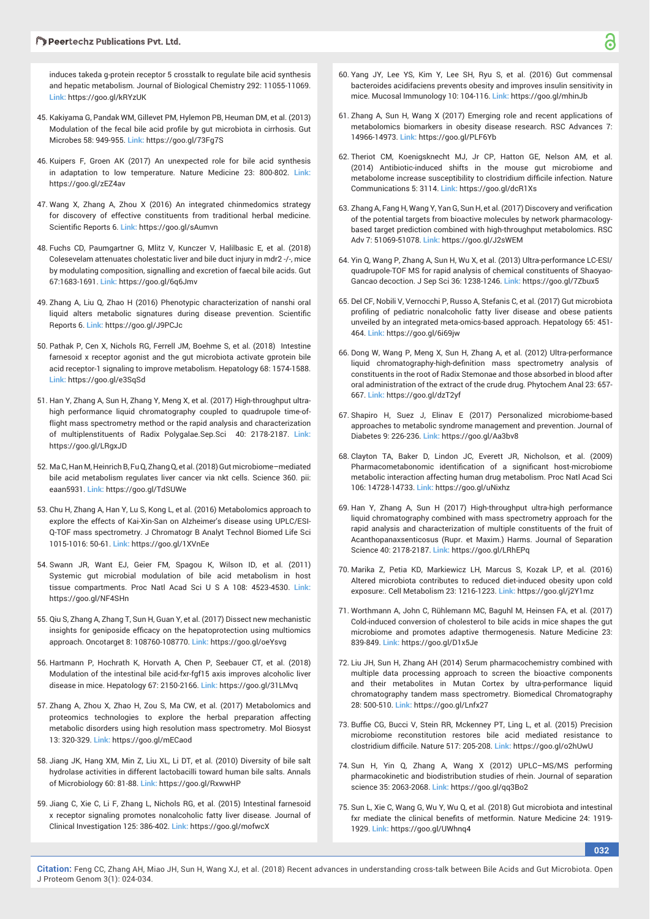induces takeda g-protein receptor 5 crosstalk to regulate bile acid synthesis and hepatic metabolism. Journal of Biological Chemistry 292: 11055-11069. Link: https://goo.gl/kRYzUK

45. Kakiyama G, Pandak WM, Gillevet PM, Hylemon PB, Heuman DM, et al. (2013) Modulation of the fecal bile acid profile by gut microbiota in cirrhosis. Gut Microbes 58: 949-955. Link: https://goo.gl/73Fg7S

46. Kuipers F, Groen AK (2017) An unexpected role for bile acid synthesis in adaptation to low temperature. Nature Medicine 23: 800-802. Link: https://goo.gl/zEZ4av

47. Wang X, Zhang A, Zhou X (2016) An integrated chinmedomics strategy for discovery of effective constituents from traditional herbal medicine. Scientific Reports 6. Link: https://goo.gl/sAumvn

48. Fuchs CD, Paumgartner G, Mlitz V, Kunczer V, Halilbasic E, et al. (2018) Colesevelam attenuates cholestatic liver and bile duct injury in mdr2 -/-, mice by modulating composition, signalling and excretion of faecal bile acids. Gut 67:1683-1691. Link: https://goo.gl/6q6Jmv

49. Zhang A, Liu Q, Zhao H (2016) Phenotypic characterization of nanshi oral liquid alters metabolic signatures during disease prevention. Scientific Reports 6. Link: https://goo.gl/J9PCJc

50. Pathak P, Cen X, Nichols RG, Ferrell JM, Boehme S, et al. (2018) Intestine farnesoid x receptor agonist and the gut microbiota activate gprotein bile acid receptor-1 signaling to improve metabolism. Hepatology 68: 1574-1588. Link: https://goo.gl/e3SqSd

51. Han Y, Zhang A, Sun H, Zhang Y, Meng X, et al. (2017) High-throughput ultra-high performance liquid chromatography coupled to quadrupole time-of-flight mass spectrometry method or the rapid analysis and characterization of multiplenstituents of Radix Polygalae.Sep.Sci 40: 2178-2187. Link: https://goo.gl/LRgxJD

52. Ma C, Han M, Heinrich B, Fu Q, Zhang Q, et al. (2018) Gut microbiome–mediated bile acid metabolism regulates liver cancer via nkt cells. Science 360. pii: eaan5931. Link: https://goo.gl/TdSUWe

53. Chu H, Zhang A, Han Y, Lu S, Kong L, et al. (2016) Metabolomics approach to explore the effects of Kai-Xin-San on Alzheimer's disease using UPLC/ESI-Q-TOF mass spectrometry. J Chromatogr B Analyt Technol Biomed Life Sci 1015-1016: 50-61. Link: https://goo.gl/1XVnEe

54. Swann JR, Want EJ, Geier FM, Spagou K, Wilson ID, et al. (2011) Systemic gut microbial modulation of bile acid metabolism in host tissue compartments. Proc Natl Acad Sci U S A 108: 4523-4530. Link: https://goo.gl/NF4SHn

55. Qiu S, Zhang A, Zhang T, Sun H, Guan Y, et al. (2017) Dissect new mechanistic insights for geniposide efficacy on the hepatoprotection using multiomics approach. Oncotarget 8: 108760-108770. Link: https://goo.gl/oeYsvg

56. Hartmann P, Hochrath K, Horvath A, Chen P, Seebauer CT, et al. (2018) Modulation of the intestinal bile acid-fxr-fgf15 axis improves alcoholic liver disease in mice. Hepatology 67: 2150-2166. Link: https://goo.gl/31LMvq

57. Zhang A, Zhou X, Zhao H, Zou S, Ma CW, et al. (2017) Metabolomics and proteomics technologies to explore the herbal preparation affecting metabolic disorders using high resolution mass spectrometry. Mol Biosyst 13: 320-329. Link: https://goo.gl/mECaod

58. Jiang JK, Hang XM, Min Z, Liu XL, Li DT, et al. (2010) Diversity of bile salt hydrolase activities in different lactobacilli toward human bile salts. Annals of Microbiology 60: 81-88. Link: https://goo.gl/RxwwHP

59. Jiang C, Xie C, Li F, Zhang L, Nichols RG, et al. (2015) Intestinal farnesoid x receptor signaling promotes nonalcoholic fatty liver disease. Journal of Clinical Investigation 125: 386-402. Link: https://goo.gl/mofwcX

60. Yang JY, Lee YS, Kim Y, Lee SH, Ryu S, et al. (2016) Gut commensal bacteroides acidifaciens prevents obesity and improves insulin sensitivity in mice. Mucosal Immunology 10: 104-116. Link: https://goo.gl/mhinJb

61. Zhang A, Sun H, Wang X (2017) Emerging role and recent applications of metabolomics biomarkers in obesity disease research. RSC Advances 7: 14966-14973. Link: https://goo.gl/PLF6Yb

62. Theriot CM, Koenigsknecht MJ, Jr CP, Hatton GE, Nelson AM, et al. (2014) Antibiotic-induced shifts in the mouse gut microbiome and metabolome increase susceptibility to clostridium difficile infection. Nature Communications 5: 3114. Link: https://goo.gl/dcR1Xs

63. Zhang A, Fang H, Wang Y, Yan G, Sun H, et al. (2017) Discovery and verification of the potential targets from bioactive molecules by network pharmacology-based target prediction combined with high-throughput metabolomics. RSC Adv 7: 51069-51078. Link: https://goo.gl/J2sWEM

64. Yin Q, Wang P, Zhang A, Sun H, Wu X, et al. (2013) Ultra-performance LC-ESI/quadrupole-TOF MS for rapid analysis of chemical constituents of Shaoyao-Gancao decoction. J Sep Sci 36: 1238-1246. Link: https://goo.gl/7Zbux5

65. Del CF, Nobili V, Vernocchi P, Russo A, Stefanis C, et al. (2017) Gut microbiota profiling of pediatric nonalcoholic fatty liver disease and obese patients unveiled by an integrated meta-omics-based approach. Hepatology 65: 451-464. Link: https://goo.gl/6i69jw

66. Dong W, Wang P, Meng X, Sun H, Zhang A, et al. (2012) Ultra-performance liquid chromatography-high-definition mass spectrometry analysis of constituents in the root of Radix Stemonae and those absorbed in blood after oral administration of the extract of the crude drug. Phytochem Anal 23: 657-667. Link: https://goo.gl/dzT2yf

67. Shapiro H, Suez J, Elinav E (2017) Personalized microbiome-based approaches to metabolic syndrome management and prevention. Journal of Diabetes 9: 226-236. Link: https://goo.gl/Aa3bv8

68. Clayton TA, Baker D, Lindon JC, Everett JR, Nicholson, et al. (2009) Pharmacometabonomic identification of a significant host-microbiome metabolic interaction affecting human drug metabolism. Proc Natl Acad Sci 106: 14728-14733. Link: https://goo.gl/uNixhz

69. Han Y, Zhang A, Sun H (2017) High-throughput ultra-high performance liquid chromatography combined with mass spectrometry approach for the rapid analysis and characterization of multiple constituents of the fruit of Acanthopanaxsenticosus (Rupr. et Maxim.) Harms. Journal of Separation Science 40: 2178-2187. Link: https://goo.gl/LRhEPq

70. Marika Z, Petia KD, Markiewicz LH, Marcus S, Kozak LP, et al. (2016) Altered microbiota contributes to reduced diet-induced obesity upon cold exposure:. Cell Metabolism 23: 1216-1223. Link: https://goo.gl/j2Y1mz

71. Worthmann A, John C, Rühlemann MC, Baguhl M, Heinsen FA, et al. (2017) Cold-induced conversion of cholesterol to bile acids in mice shapes the gut microbiome and promotes adaptive thermogenesis. Nature Medicine 23: 839-849. Link: https://goo.gl/D1x5Je

72. Liu JH, Sun H, Zhang AH (2014) Serum pharmacochemistry combined with multiple data processing approach to screen the bioactive components and their metabolites in Mutan Cortex by ultra-performance liquid chromatography tandem mass spectrometry. Biomedical Chromatography 28: 500-510. Link: https://goo.gl/Lnfx27

73. Buffie CG, Bucci V, Stein RR, Mckenney PT, Ling L, et al. (2015) Precision microbiome reconstitution restores bile acid mediated resistance to clostridium difficile. Nature 517: 205-208. Link: https://goo.gl/o2hUwU

74. Sun H, Yin Q, Zhang A, Wang X (2012) UPLC–MS/MS performing pharmacokinetic and biodistribution studies of rhein. Journal of separation science 35: 2063-2068. Link: https://goo.gl/qq3Bo2

75. Sun L, Xie C, Wang G, Wu Y, Wu Q, et al. (2018) Gut microbiota and intestinal fxr mediate the clinical benefits of metformin. Nature Medicine 24: 1919-1929. Link: https://goo.gl/UWhnq4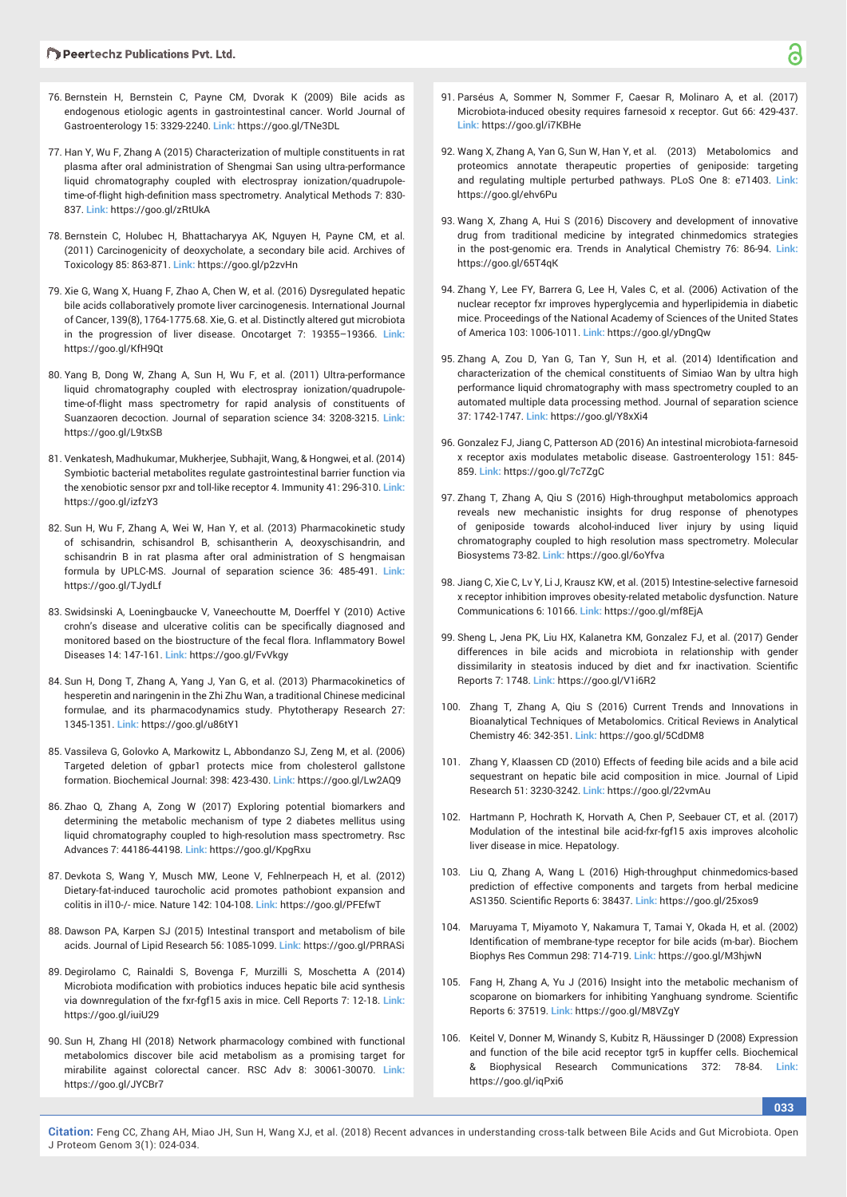76. Bernstein H, Bernstein C, Payne CM, Dvorak K (2009) Bile acids as endogenous etiologic agents in gastrointestinal cancer. World Journal of Gastroenterology 15: 3329-2240. Link: https://goo.gl/TNe3DL

77. Han Y, Wu F, Zhang A (2015) Characterization of multiple constituents in rat plasma after oral administration of Shengmai San using ultra-performance liquid chromatography coupled with electrospray ionization/quadrupole-time-of-flight high-definition mass spectrometry. Analytical Methods 7: 830-837. Link: https://goo.gl/zRtUkA

78. Bernstein C, Holubec H, Bhattacharyya AK, Nguyen H, Payne CM, et al. (2011) Carcinogenicity of deoxycholate, a secondary bile acid. Archives of Toxicology 85: 863-871. Link: https://goo.gl/p2zvHn

79. Xie G, Wang X, Huang F, Zhao A, Chen W, et al. (2016) Dysregulated hepatic bile acids collaboratively promote liver carcinogenesis. International Journal of Cancer, 139(8), 1764-1775.68. Xie, G. et al. Distinctly altered gut microbiota in the progression of liver disease. Oncotarget 7: 19355–19366. Link: https://goo.gl/KfH9Qt

80. Yang B, Dong W, Zhang A, Sun H, Wu F, et al. (2011) Ultra-performance liquid chromatography coupled with electrospray ionization/quadrupole-time-of-flight mass spectrometry for rapid analysis of constituents of Suanzaoren decoction. Journal of separation science 34: 3208-3215. Link: https://goo.gl/L9txSB

81. Venkatesh, Madhukumar, Mukherjee, Subhajit, Wang, & Hongwei, et al. (2014) Symbiotic bacterial metabolites regulate gastrointestinal barrier function via the xenobiotic sensor pxr and toll-like receptor 4. Immunity 41: 296-310. Link: https://goo.gl/izfzY3

82. Sun H, Wu F, Zhang A, Wei W, Han Y, et al. (2013) Pharmacokinetic study of schisandrin, schisandrol B, schisantherin A, deoxyschisandrin, and schisandrin B in rat plasma after oral administration of S hengmaisan formula by UPLC-MS. Journal of separation science 36: 485-491. Link: https://goo.gl/TJydLf

83. Swidsinski A, Loeningbaucke V, Vaneechoutte M, Doerffel Y (2010) Active crohn's disease and ulcerative colitis can be specifically diagnosed and monitored based on the biostructure of the fecal flora. Inflammatory Bowel Diseases 14: 147-161. Link: https://goo.gl/FvVkgy

84. Sun H, Dong T, Zhang A, Yang J, Yan G, et al. (2013) Pharmacokinetics of hesperetin and naringenin in the Zhi Zhu Wan, a traditional Chinese medicinal formulae, and its pharmacodynamics study. Phytotherapy Research 27: 1345-1351. Link: https://goo.gl/u86tY1

85. Vassileva G, Golovko A, Markowitz L, Abbondanzo SJ, Zeng M, et al. (2006) Targeted deletion of gpbar1 protects mice from cholesterol gallstone formation. Biochemical Journal: 398: 423-430. Link: https://goo.gl/Lw2AQ9

86. Zhao Q, Zhang A, Zong W (2017) Exploring potential biomarkers and determining the metabolic mechanism of type 2 diabetes mellitus using liquid chromatography coupled to high-resolution mass spectrometry. Rsc Advances 7: 44186-44198. Link: https://goo.gl/KpgRxu

87. Devkota S, Wang Y, Musch MW, Leone V, Fehlnerpeach H, et al. (2012) Dietary-fat-induced taurocholic acid promotes pathobiont expansion and colitis in il10-/- mice. Nature 142: 104-108. Link: https://goo.gl/PFEfwT

88. Dawson PA, Karpen SJ (2015) Intestinal transport and metabolism of bile acids. Journal of Lipid Research 56: 1085-1099. Link: https://goo.gl/PRRASi

89. Degirolamo C, Rainaldi S, Bovenga F, Murzilli S, Moschetta A (2014) Microbiota modification with probiotics induces hepatic bile acid synthesis via downregulation of the fxr-fgf15 axis in mice. Cell Reports 7: 12-18. Link: https://goo.gl/iuiU29

90. Sun H, Zhang Hl (2018) Network pharmacology combined with functional metabolomics discover bile acid metabolism as a promising target for mirabilite against colorectal cancer. RSC Adv 8: 30061-30070. Link: https://goo.gl/JYCBr7

91. Parséus A, Sommer N, Sommer F, Caesar R, Molinaro A, et al. (2017) Microbiota-induced obesity requires farnesoid x receptor. Gut 66: 429-437. Link: https://goo.gl/i7KBHe

92. Wang X, Zhang A, Yan G, Sun W, Han Y, et al. (2013) Metabolomics and proteomics annotate therapeutic properties of geniposide: targeting and regulating multiple perturbed pathways. PLoS One 8: e71403. Link: https://goo.gl/ehv6Pu

93. Wang X, Zhang A, Hui S (2016) Discovery and development of innovative drug from traditional medicine by integrated chinmedomics strategies in the post-genomic era. Trends in Analytical Chemistry 76: 86-94. Link: https://goo.gl/65T4qK

94. Zhang Y, Lee FY, Barrera G, Lee H, Vales C, et al. (2006) Activation of the nuclear receptor fxr improves hyperglycemia and hyperlipidemia in diabetic mice. Proceedings of the National Academy of Sciences of the United States of America 103: 1006-1011. Link: https://goo.gl/yDngQw

95. Zhang A, Zou D, Yan G, Tan Y, Sun H, et al. (2014) Identification and characterization of the chemical constituents of Simiao Wan by ultra high performance liquid chromatography with mass spectrometry coupled to an automated multiple data processing method. Journal of separation science 37: 1742-1747. Link: https://goo.gl/Y8xXi4

96. Gonzalez FJ, Jiang C, Patterson AD (2016) An intestinal microbiota-farnesoid x receptor axis modulates metabolic disease. Gastroenterology 151: 845-859. Link: https://goo.gl/7c7ZgC

97. Zhang T, Zhang A, Qiu S (2016) High-throughput metabolomics approach reveals new mechanistic insights for drug response of phenotypes of geniposide towards alcohol-induced liver injury by using liquid chromatography coupled to high resolution mass spectrometry. Molecular Biosystems 73-82. Link: https://goo.gl/6oYfva

98. Jiang C, Xie C, Lv Y, Li J, Krausz KW, et al. (2015) Intestine-selective farnesoid x receptor inhibition improves obesity-related metabolic dysfunction. Nature Communications 6: 10166. Link: https://goo.gl/mf8EjA

99. Sheng L, Jena PK, Liu HX, Kalanetra KM, Gonzalez FJ, et al. (2017) Gender differences in bile acids and microbiota in relationship with gender dissimilarity in steatosis induced by diet and fxr inactivation. Scientific Reports 7: 1748. Link: https://goo.gl/V1i6R2

100. Zhang T, Zhang A, Qiu S (2016) Current Trends and Innovations in Bioanalytical Techniques of Metabolomics. Critical Reviews in Analytical Chemistry 46: 342-351. Link: https://goo.gl/5CdDM8

101. Zhang Y, Klaassen CD (2010) Effects of feeding bile acids and a bile acid sequestrant on hepatic bile acid composition in mice. Journal of Lipid Research 51: 3230-3242. Link: https://goo.gl/22vmAu

102. Hartmann P, Hochrath K, Horvath A, Chen P, Seebauer CT, et al. (2017) Modulation of the intestinal bile acid-fxr-fgf15 axis improves alcoholic liver disease in mice. Hepatology.

103. Liu Q, Zhang A, Wang L (2016) High-throughput chinmedomics-based prediction of effective components and targets from herbal medicine AS1350. Scientific Reports 6: 38437. Link: https://goo.gl/25xos9

104. Maruyama T, Miyamoto Y, Nakamura T, Tamai Y, Okada H, et al. (2002) Identification of membrane-type receptor for bile acids (m-bar). Biochem Biophys Res Commun 298: 714-719. Link: https://goo.gl/M3hjwN

105. Fang H, Zhang A, Yu J (2016) Insight into the metabolic mechanism of scoparone on biomarkers for inhibiting Yanghuang syndrome. Scientific Reports 6: 37519. Link: https://goo.gl/M8VZgY

106. Keitel V, Donner M, Winandy S, Kubitz R, Häussinger D (2008) Expression and function of the bile acid receptor tgr5 in kupffer cells. Biochemical & Biophysical Research Communications 372: 78-84. Link: https://goo.gl/iqPxi6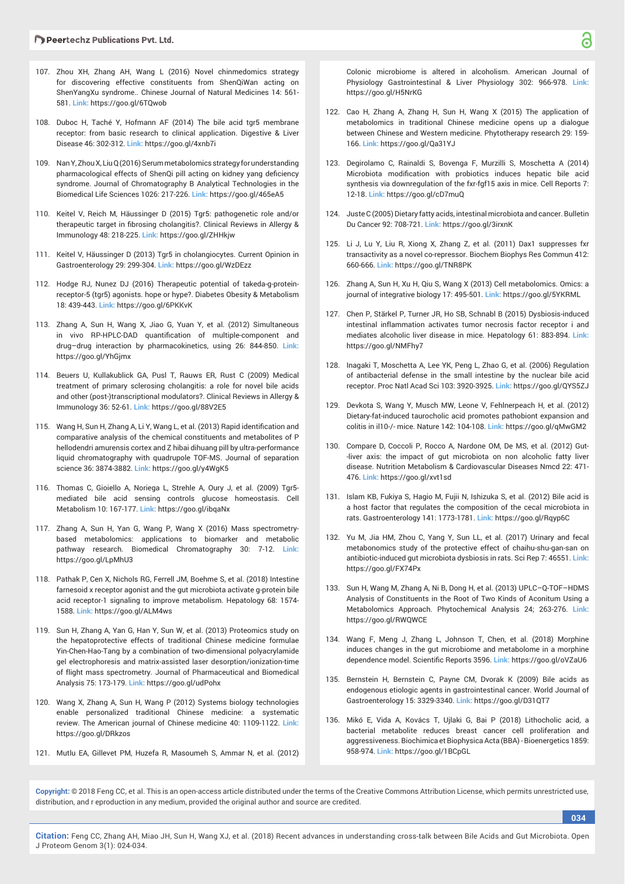107. Zhou XH, Zhang AH, Wang L (2016) Novel chinmedomics strategy for discovering effective constituents from ShenQiWan acting on ShenYangXu syndrome.. Chinese Journal of Natural Medicines 14: 561-581. Link: https://goo.gl/6TQwob

108. Duboc H, Taché Y, Hofmann AF (2014) The bile acid tgr5 membrane receptor: from basic research to clinical application. Digestive & Liver Disease 46: 302-312. Link: https://goo.gl/4xnb7i

109. Nan Y, Zhou X, Liu Q (2016) Serum metabolomics strategy for understanding pharmacological effects of ShenQi pill acting on kidney yang deficiency syndrome. Journal of Chromatography B Analytical Technologies in the Biomedical Life Sciences 1026: 217-226. Link: https://goo.gl/465eA5

110. Keitel V, Reich M, Häussinger D (2015) Tgr5: pathogenetic role and/or therapeutic target in fibrosing cholangitis?. Clinical Reviews in Allergy & Immunology 48: 218-225. Link: https://goo.gl/ZHHkjw

111. Keitel V, Häussinger D (2013) Tgr5 in cholangiocytes. Current Opinion in Gastroenterology 29: 299-304. Link: https://goo.gl/WzDEzz

112. Hodge RJ, Nunez DJ (2016) Therapeutic potential of takeda-g-protein-receptor-5 (tgr5) agonists. hope or hype?. Diabetes Obesity & Metabolism 18: 439-443. Link: https://goo.gl/6PKKvK

113. Zhang A, Sun H, Wang X, Jiao G, Yuan Y, et al. (2012) Simultaneous in vivo RP-HPLC-DAD quantification of multiple-component and drug–drug interaction by pharmacokinetics, using 26: 844-850. Link: https://goo.gl/YhGjmx

114. Beuers U, Kullakublick GA, Pusl T, Rauws ER, Rust C (2009) Medical treatment of primary sclerosing cholangitis: a role for novel bile acids and other (post-)transcriptional modulators?. Clinical Reviews in Allergy & Immunology 36: 52-61. Link: https://goo.gl/88V2E5

115. Wang H, Sun H, Zhang A, Li Y, Wang L, et al. (2013) Rapid identification and comparative analysis of the chemical constituents and metabolites of P hellodendri amurensis cortex and Z hibai dihuang pill by ultra-performance liquid chromatography with quadrupole TOF-MS. Journal of separation science 36: 3874-3882. Link: https://goo.gl/y4WgK5

116. Thomas C, Gioiello A, Noriega L, Strehle A, Oury J, et al. (2009) Tgr5-mediated bile acid sensing controls glucose homeostasis. Cell Metabolism 10: 167-177. Link: https://goo.gl/ibqaNx

117. Zhang A, Sun H, Yan G, Wang P, Wang X (2016) Mass spectrometry-based metabolomics: applications to biomarker and metabolic pathway research. Biomedical Chromatography 30: 7-12. Link: https://goo.gl/LpMhU3

118. Pathak P, Cen X, Nichols RG, Ferrell JM, Boehme S, et al. (2018) Intestine farnesoid x receptor agonist and the gut microbiota activate g-protein bile acid receptor-1 signaling to improve metabolism. Hepatology 68: 1574-1588. Link: https://goo.gl/ALM4ws

119. Sun H, Zhang A, Yan G, Han Y, Sun W, et al. (2013) Proteomics study on the hepatoprotective effects of traditional Chinese medicine formulae Yin-Chen-Hao-Tang by a combination of two-dimensional polyacrylamide gel electrophoresis and matrix-assisted laser desorption/ionization-time of flight mass spectrometry. Journal of Pharmaceutical and Biomedical Analysis 75: 173-179. Link: https://goo.gl/udPohx

120. Wang X, Zhang A, Sun H, Wang P (2012) Systems biology technologies enable personalized traditional Chinese medicine: a systematic review. The American journal of Chinese medicine 40: 1109-1122. Link: https://goo.gl/DRkzos

121. Mutlu EA, Gillevet PM, Huzefa R, Masoumeh S, Ammar N, et al. (2012) Colonic microbiome is altered in alcoholism. American Journal of Physiology Gastrointestinal & Liver Physiology 302: 966-978. Link: https://goo.gl/H5NrKG

122. Cao H, Zhang A, Zhang H, Sun H, Wang X (2015) The application of metabolomics in traditional Chinese medicine opens up a dialogue between Chinese and Western medicine. Phytotherapy research 29: 159-166. Link: https://goo.gl/Qa31YJ

123. Degirolamo C, Rainaldi S, Bovenga F, Murzilli S, Moschetta A (2014) Microbiota modification with probiotics induces hepatic bile acid synthesis via downregulation of the fxr-fgf15 axis in mice. Cell Reports 7: 12-18. Link: https://goo.gl/cD7muQ

124. Juste C (2005) Dietary fatty acids, intestinal microbiota and cancer. Bulletin Du Cancer 92: 708-721. Link: https://goo.gl/3irxnK

125. Li J, Lu Y, Liu R, Xiong X, Zhang Z, et al. (2011) Dax1 suppresses fxr transactivity as a novel co-repressor. Biochem Biophys Res Commun 412: 660-666. Link: https://goo.gl/TNR8PK

126. Zhang A, Sun H, Xu H, Qiu S, Wang X (2013) Cell metabolomics. Omics: a journal of integrative biology 17: 495-501. Link: https://goo.gl/5YKRML

127. Chen P, Stärkel P, Turner JR, Ho SB, Schnabl B (2015) Dysbiosis-induced intestinal inflammation activates tumor necrosis factor receptor i and mediates alcoholic liver disease in mice. Hepatology 61: 883-894. Link: https://goo.gl/NMFhy7

128. Inagaki T, Moschetta A, Lee YK, Peng L, Zhao G, et al. (2006) Regulation of antibacterial defense in the small intestine by the nuclear bile acid receptor. Proc Natl Acad Sci 103: 3920-3925. Link: https://goo.gl/QYS5ZJ

129. Devkota S, Wang Y, Musch MW, Leone V, Fehlnerpeach H, et al. (2012) Dietary-fat-induced taurocholic acid promotes pathobiont expansion and colitis in il10-/- mice. Nature 142: 104-108. Link: https://goo.gl/qMwGM2

130. Compare D, Coccoli P, Rocco A, Nardone OM, De MS, et al. (2012) Gut--liver axis: the impact of gut microbiota on non alcoholic fatty liver disease. Nutrition Metabolism & Cardiovascular Diseases Nmcd 22: 471-476. Link: https://goo.gl/xvt1sd

131. Islam KB, Fukiya S, Hagio M, Fujii N, Ishizuka S, et al. (2012) Bile acid is a host factor that regulates the composition of the cecal microbiota in rats. Gastroenterology 141: 1773-1781. Link: https://goo.gl/Rqyp6C

132. Yu M, Jia HM, Zhou C, Yang Y, Sun LL, et al. (2017) Urinary and fecal metabonomics study of the protective effect of chaihu-shu-gan-san on antibiotic-induced gut microbiota dysbiosis in rats. Sci Rep 7: 46551. Link: https://goo.gl/FX74Px

133. Sun H, Wang M, Zhang A, Ni B, Dong H, et al. (2013) UPLC–Q-TOF–HDMS Analysis of Constituents in the Root of Two Kinds of Aconitum Using a Metabolomics Approach. Phytochemical Analysis 24; 263-276. Link: https://goo.gl/RWQWCE

134. Wang F, Meng J, Zhang L, Johnson T, Chen, et al. (2018) Morphine induces changes in the gut microbiome and metabolome in a morphine dependence model. Scientific Reports 3596. Link: https://goo.gl/oVZaU6

135. Bernstein H, Bernstein C, Payne CM, Dvorak K (2009) Bile acids as endogenous etiologic agents in gastrointestinal cancer. World Journal of Gastroenterology 15: 3329-3340. Link: https://goo.gl/D31QT7

136. Mikó E, Vida A, Kovács T, Ujlaki G, Bai P (2018) Lithocholic acid, a bacterial metabolite reduces breast cancer cell proliferation and aggressiveness. Biochimica et Biophysica Acta (BBA) - Bioenergetics 1859: 958-974. Link: https://goo.gl/1BCpGL

**Copyright:** © 2018 Feng CC, et al. This is an open-access article distributed under the terms of the Creative Commons Attribution License, which permits unrestricted use, distribution, and r eproduction in any medium, provided the original author and source are credited.